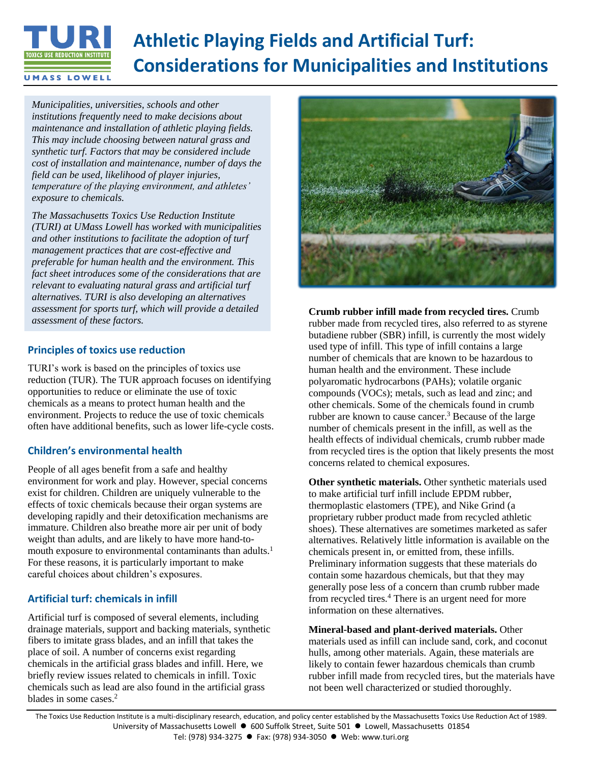# Athletic Playing Fields and Artificial Turf: Considerations for Municipalities and Institutions

*Municipalities, universities, schools and other institutions frequently need to make decisions about maintenance and installation of athletic playing fields. This may include choosing between natural grass and synthetic turf. Factors that may be considered include cost of installation and maintenance, number of days the field can be used, likelihood of player injuries, temperature of the playing environment, and athletes' exposure to chemicals.*

*The Massachusetts Toxics Use Reduction Institute (TURI) at UMass Lowell has worked with municipalities and other institutions to facilitate the adoption of turf management practices that are cost-effective and preferable for human health and the environment. This fact sheet introduces some of the considerations that are relevant to evaluating natural grass and artificial turf alternatives. TURI is also developing an alternatives assessment for sports turf, which will provide a detailed assessment of these factors.*

## Principles of toxics use reduction

TURI's work is based on the principles of toxics use reduction (TUR). The TUR approach focuses on identifying opportunities to reduce or eliminate the use of toxic chemicals as a means to protect human health and the environment. Projects to reduce the use of toxic chemicals often have additional benefits, such as lower life-cycle costs.

## Children's environmental health

People of all ages benefit from a safe and healthy environment for work and play. However, special concerns exist for children. Children are uniquely vulnerable to the effects of toxic chemicals because their organ systems are developing rapidly and their detoxification mechanisms are immature. Children also breathe more air per unit of body weight than adults, and are likely to have more hand-to-mouth exposure to environmental contaminants than adults.[1] For these reasons, it is particularly important to make careful choices about children's exposures.

## Artificial turf: chemicals in infill

Artificial turf is composed of several elements, including drainage materials, support and backing materials, synthetic fibers to imitate grass blades, and an infill that takes the place of soil. A number of concerns exist regarding chemicals in the artificial grass blades and infill. Here, we briefly review issues related to chemicals in infill. Toxic chemicals such as lead are also found in the artificial grass blades in some cases.[2]

**Crumb rubber infill made from recycled tires.** Crumb rubber made from recycled tires, also referred to as styrene butadiene rubber (SBR) infill, is currently the most widely used type of infill. This type of infill contains a large number of chemicals that are known to be hazardous to human health and the environment. These include polyaromatic hydrocarbons (PAHs); volatile organic compounds (VOCs); metals, such as lead and zinc; and other chemicals. Some of the chemicals found in crumb rubber are known to cause cancer.[3] Because of the large number of chemicals present in the infill, as well as the health effects of individual chemicals, crumb rubber made from recycled tires is the option that likely presents the most concerns related to chemical exposures.

**Other synthetic materials.** Other synthetic materials used to make artificial turf infill include EPDM rubber, thermoplastic elastomers (TPE), and Nike Grind (a proprietary rubber product made from recycled athletic shoes). These alternatives are sometimes marketed as safer alternatives. Relatively little information is available on the chemicals present in, or emitted from, these infills. Preliminary information suggests that these materials do contain some hazardous chemicals, but that they may generally pose less of a concern than crumb rubber made from recycled tires.[4] There is an urgent need for more information on these alternatives.

**Mineral-based and plant-derived materials.** Other materials used as infill can include sand, cork, and coconut hulls, among other materials. Again, these materials are likely to contain fewer hazardous chemicals than crumb rubber infill made from recycled tires, but the materials have not been well characterized or studied thoroughly.

The Toxics Use Reduction Institute is a multi-disciplinary research, education, and policy center established by the Massachusetts Toxics Use Reduction Act of 1989.
University of Massachusetts Lowell ● 600 Suffolk Street, Suite 501 ● Lowell, Massachusetts 01854
Tel: (978) 934-3275 ● Fax: (978) 934-3050 ● Web: www.turi.org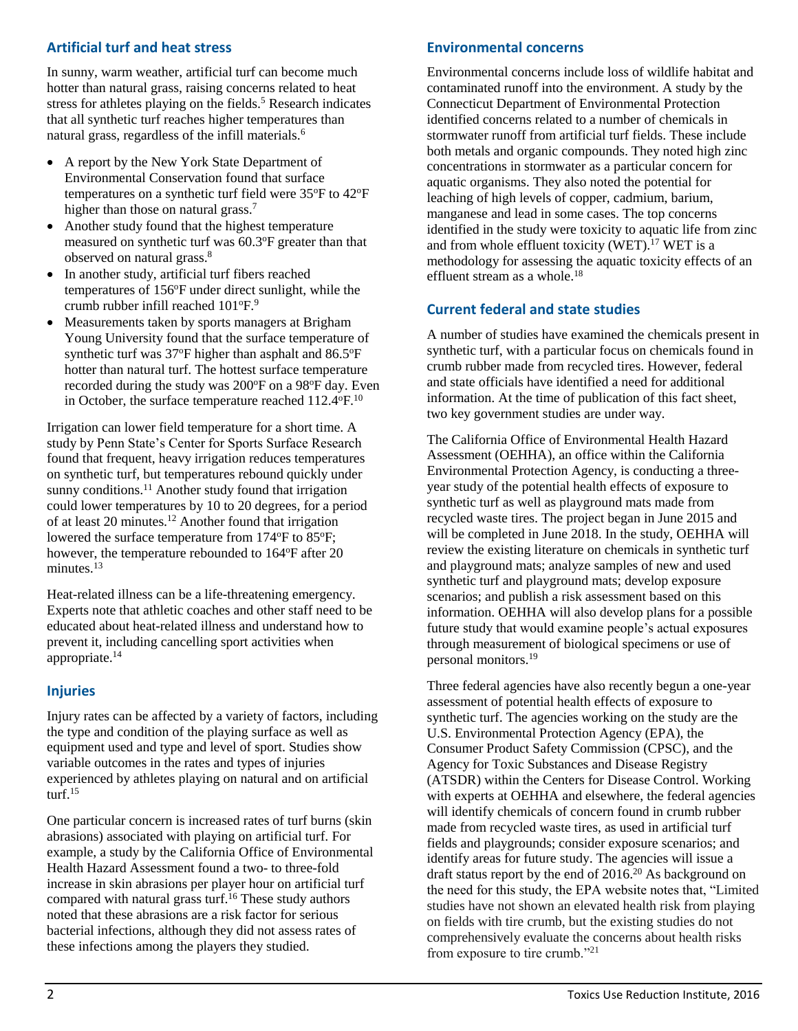## Artificial turf and heat stress

In sunny, warm weather, artificial turf can become much hotter than natural grass, raising concerns related to heat stress for athletes playing on the fields.[5] Research indicates that all synthetic turf reaches higher temperatures than natural grass, regardless of the infill materials.[6]

- A report by the New York State Department of Environmental Conservation found that surface temperatures on a synthetic turf field were 35ºF to 42ºF higher than those on natural grass.[7]
- Another study found that the highest temperature measured on synthetic turf was 60.3ºF greater than that observed on natural grass.[8]
- In another study, artificial turf fibers reached temperatures of 156ºF under direct sunlight, while the crumb rubber infill reached 101ºF.[9]
- Measurements taken by sports managers at Brigham Young University found that the surface temperature of synthetic turf was 37ºF higher than asphalt and 86.5ºF hotter than natural turf. The hottest surface temperature recorded during the study was 200ºF on a 98ºF day. Even in October, the surface temperature reached 112.4ºF.[10]

Irrigation can lower field temperature for a short time. A study by Penn State's Center for Sports Surface Research found that frequent, heavy irrigation reduces temperatures on synthetic turf, but temperatures rebound quickly under sunny conditions.[11] Another study found that irrigation could lower temperatures by 10 to 20 degrees, for a period of at least 20 minutes.[12] Another found that irrigation lowered the surface temperature from 174ºF to 85ºF; however, the temperature rebounded to 164ºF after 20 minutes.[13]

Heat-related illness can be a life-threatening emergency. Experts note that athletic coaches and other staff need to be educated about heat-related illness and understand how to prevent it, including cancelling sport activities when appropriate.[14]

## Injuries

Injury rates can be affected by a variety of factors, including the type and condition of the playing surface as well as equipment used and type and level of sport. Studies show variable outcomes in the rates and types of injuries experienced by athletes playing on natural and on artificial turf.[15]

One particular concern is increased rates of turf burns (skin abrasions) associated with playing on artificial turf. For example, a study by the California Office of Environmental Health Hazard Assessment found a two- to three-fold increase in skin abrasions per player hour on artificial turf compared with natural grass turf.[16] These study authors noted that these abrasions are a risk factor for serious bacterial infections, although they did not assess rates of these infections among the players they studied.

## Environmental concerns

Environmental concerns include loss of wildlife habitat and contaminated runoff into the environment. A study by the Connecticut Department of Environmental Protection identified concerns related to a number of chemicals in stormwater runoff from artificial turf fields. These include both metals and organic compounds. They noted high zinc concentrations in stormwater as a particular concern for aquatic organisms. They also noted the potential for leaching of high levels of copper, cadmium, barium, manganese and lead in some cases. The top concerns identified in the study were toxicity to aquatic life from zinc and from whole effluent toxicity (WET).[17] WET is a methodology for assessing the aquatic toxicity effects of an effluent stream as a whole.[18]

## Current federal and state studies

A number of studies have examined the chemicals present in synthetic turf, with a particular focus on chemicals found in crumb rubber made from recycled tires. However, federal and state officials have identified a need for additional information. At the time of publication of this fact sheet, two key government studies are under way.

The California Office of Environmental Health Hazard Assessment (OEHHA), an office within the California Environmental Protection Agency, is conducting a three-year study of the potential health effects of exposure to synthetic turf as well as playground mats made from recycled waste tires. The project began in June 2015 and will be completed in June 2018. In the study, OEHHA will review the existing literature on chemicals in synthetic turf and playground mats; analyze samples of new and used synthetic turf and playground mats; develop exposure scenarios; and publish a risk assessment based on this information. OEHHA will also develop plans for a possible future study that would examine people's actual exposures through measurement of biological specimens or use of personal monitors.[19]

Three federal agencies have also recently begun a one-year assessment of potential health effects of exposure to synthetic turf. The agencies working on the study are the U.S. Environmental Protection Agency (EPA), the Consumer Product Safety Commission (CPSC), and the Agency for Toxic Substances and Disease Registry (ATSDR) within the Centers for Disease Control. Working with experts at OEHHA and elsewhere, the federal agencies will identify chemicals of concern found in crumb rubber made from recycled waste tires, as used in artificial turf fields and playgrounds; consider exposure scenarios; and identify areas for future study. The agencies will issue a draft status report by the end of 2016.[20] As background on the need for this study, the EPA website notes that, "Limited studies have not shown an elevated health risk from playing on fields with tire crumb, but the existing studies do not comprehensively evaluate the concerns about health risks from exposure to tire crumb."[21]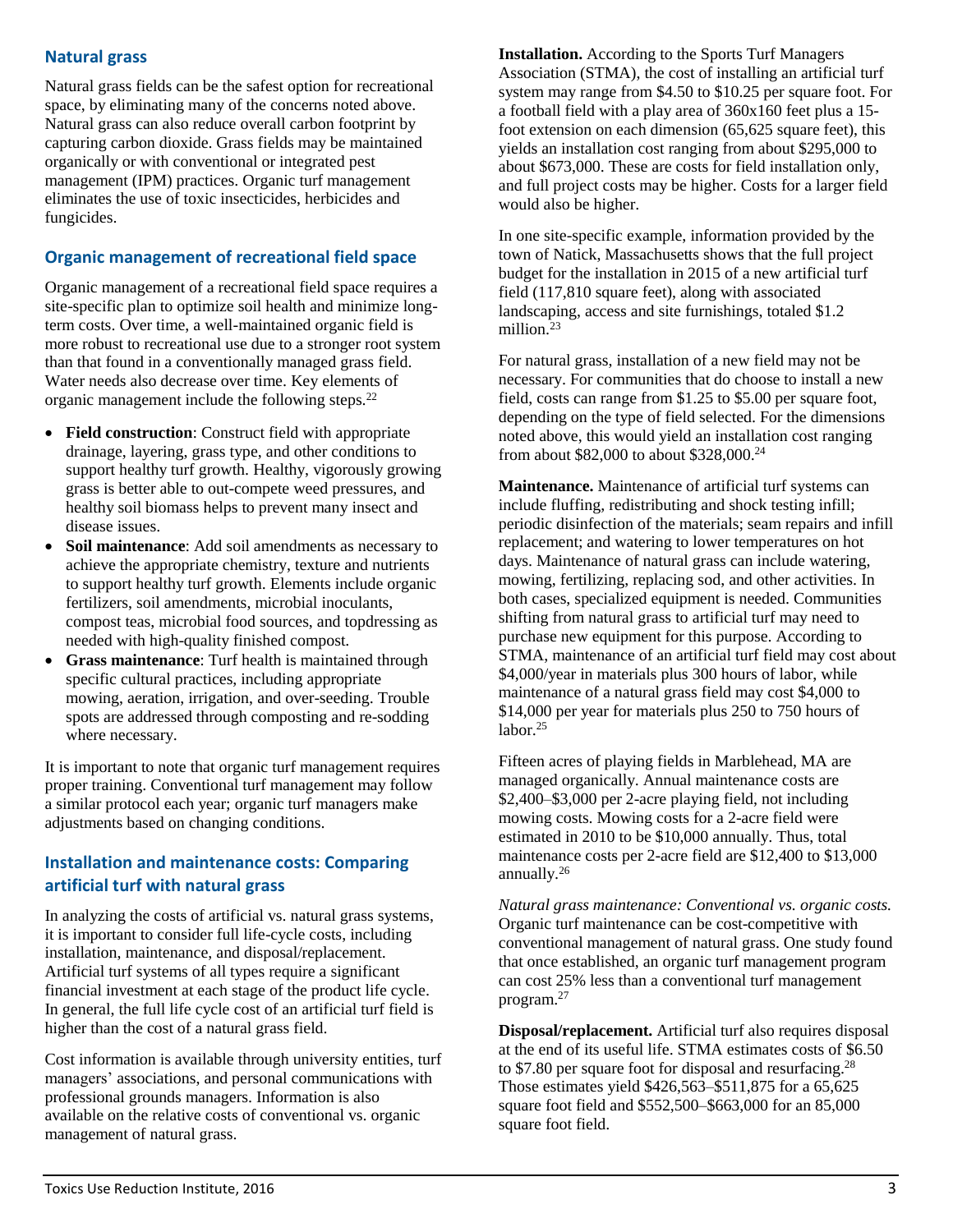## Natural grass

Natural grass fields can be the safest option for recreational space, by eliminating many of the concerns noted above. Natural grass can also reduce overall carbon footprint by capturing carbon dioxide. Grass fields may be maintained organically or with conventional or integrated pest management (IPM) practices. Organic turf management eliminates the use of toxic insecticides, herbicides and fungicides.

## Organic management of recreational field space

Organic management of a recreational field space requires a site-specific plan to optimize soil health and minimize long-term costs. Over time, a well-maintained organic field is more robust to recreational use due to a stronger root system than that found in a conventionally managed grass field. Water needs also decrease over time. Key elements of organic management include the following steps.[22]

- **Field construction**: Construct field with appropriate drainage, layering, grass type, and other conditions to support healthy turf growth. Healthy, vigorously growing grass is better able to out-compete weed pressures, and healthy soil biomass helps to prevent many insect and disease issues.
- **Soil maintenance**: Add soil amendments as necessary to achieve the appropriate chemistry, texture and nutrients to support healthy turf growth. Elements include organic fertilizers, soil amendments, microbial inoculants, compost teas, microbial food sources, and topdressing as needed with high-quality finished compost.
- **Grass maintenance**: Turf health is maintained through specific cultural practices, including appropriate mowing, aeration, irrigation, and over-seeding. Trouble spots are addressed through composting and re-sodding where necessary.

It is important to note that organic turf management requires proper training. Conventional turf management may follow a similar protocol each year; organic turf managers make adjustments based on changing conditions.

## Installation and maintenance costs: Comparing artificial turf with natural grass

In analyzing the costs of artificial vs. natural grass systems, it is important to consider full life-cycle costs, including installation, maintenance, and disposal/replacement. Artificial turf systems of all types require a significant financial investment at each stage of the product life cycle. In general, the full life cycle cost of an artificial turf field is higher than the cost of a natural grass field.

Cost information is available through university entities, turf managers' associations, and personal communications with professional grounds managers. Information is also available on the relative costs of conventional vs. organic management of natural grass.

**Installation.** According to the Sports Turf Managers Association (STMA), the cost of installing an artificial turf system may range from $4.50 to $10.25 per square foot. For a football field with a play area of 360x160 feet plus a 15-foot extension on each dimension (65,625 square feet), this yields an installation cost ranging from about $295,000 to about $673,000. These are costs for field installation only, and full project costs may be higher. Costs for a larger field would also be higher.

In one site-specific example, information provided by the town of Natick, Massachusetts shows that the full project budget for the installation in 2015 of a new artificial turf field (117,810 square feet), along with associated landscaping, access and site furnishings, totaled $1.2 million.[23]

For natural grass, installation of a new field may not be necessary. For communities that do choose to install a new field, costs can range from $1.25 to $5.00 per square foot, depending on the type of field selected. For the dimensions noted above, this would yield an installation cost ranging from about $82,000 to about $328,000.[24]

**Maintenance.** Maintenance of artificial turf systems can include fluffing, redistributing and shock testing infill; periodic disinfection of the materials; seam repairs and infill replacement; and watering to lower temperatures on hot days. Maintenance of natural grass can include watering, mowing, fertilizing, replacing sod, and other activities. In both cases, specialized equipment is needed. Communities shifting from natural grass to artificial turf may need to purchase new equipment for this purpose. According to STMA, maintenance of an artificial turf field may cost about $4,000/year in materials plus 300 hours of labor, while maintenance of a natural grass field may cost $4,000 to $14,000 per year for materials plus 250 to 750 hours of labor.[25]

Fifteen acres of playing fields in Marblehead, MA are managed organically. Annual maintenance costs are $2,400–$3,000 per 2-acre playing field, not including mowing costs. Mowing costs for a 2-acre field were estimated in 2010 to be $10,000 annually. Thus, total maintenance costs per 2-acre field are $12,400 to $13,000 annually.[26]

*Natural grass maintenance: Conventional vs. organic costs.* Organic turf maintenance can be cost-competitive with conventional management of natural grass. One study found that once established, an organic turf management program can cost 25% less than a conventional turf management program.[27]

**Disposal/replacement.** Artificial turf also requires disposal at the end of its useful life. STMA estimates costs of $6.50 to $7.80 per square foot for disposal and resurfacing.[28] Those estimates yield $426,563–$511,875 for a 65,625 square foot field and $552,500–$663,000 for an 85,000 square foot field.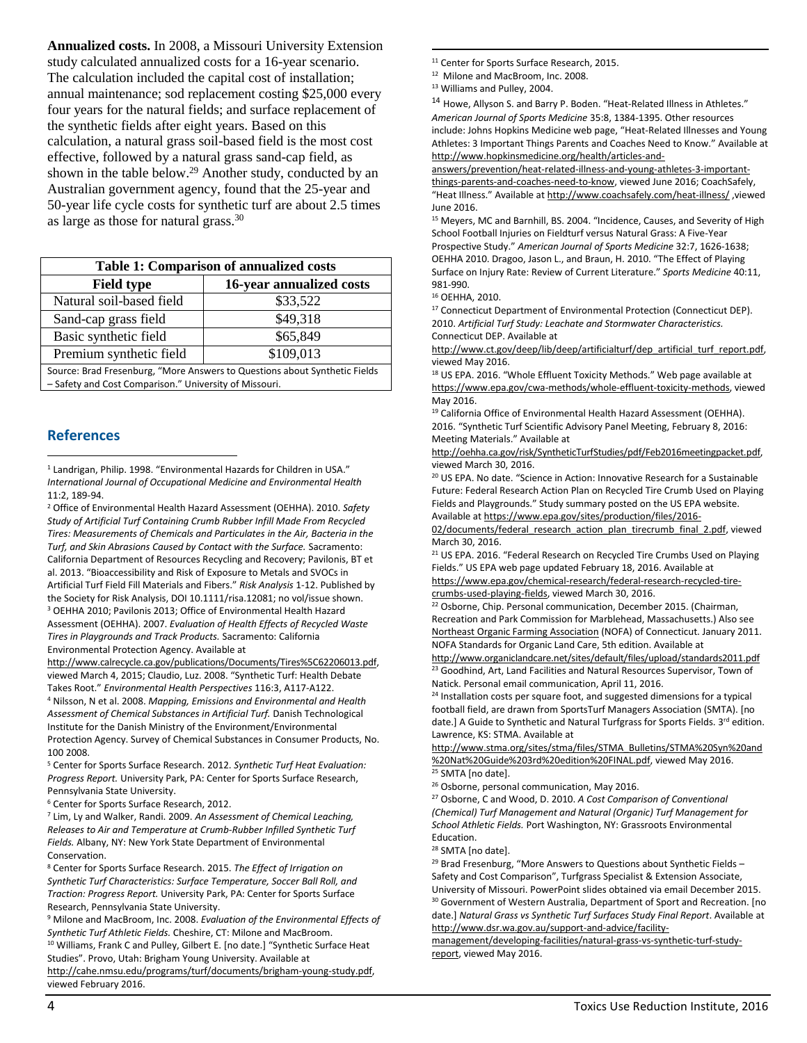**Annualized costs.** In 2008, a Missouri University Extension study calculated annualized costs for a 16-year scenario. The calculation included the capital cost of installation; annual maintenance; sod replacement costing $25,000 every four years for the natural fields; and surface replacement of the synthetic fields after eight years. Based on this calculation, a natural grass soil-based field is the most cost effective, followed by a natural grass sand-cap field, as shown in the table below.[29] Another study, conducted by an Australian government agency, found that the 25-year and 50-year life cycle costs for synthetic turf are about 2.5 times as large as those for natural grass.[30]

**Table 1: Comparison of annualized costs**

| Field type | 16-year annualized costs |
|---|---|
| Natural soil-based field | $33,522 |
| Sand-cap grass field | $49,318 |
| Basic synthetic field | $65,849 |
| Premium synthetic field | $109,013 |

Source: Brad Fresenburg, "More Answers to Questions about Synthetic Fields – Safety and Cost Comparison." University of Missouri.

## References

[1] Landrigan, Philip. 1998. "Environmental Hazards for Children in USA." *International Journal of Occupational Medicine and Environmental Health* 11:2, 189-94.

[2] Office of Environmental Health Hazard Assessment (OEHHA). 2010. *Safety Study of Artificial Turf Containing Crumb Rubber Infill Made From Recycled Tires: Measurements of Chemicals and Particulates in the Air, Bacteria in the Turf, and Skin Abrasions Caused by Contact with the Surface.* Sacramento: California Department of Resources Recycling and Recovery; Pavilonis, BT et al. 2013. "Bioaccessibility and Risk of Exposure to Metals and SVOCs in Artificial Turf Field Fill Materials and Fibers." *Risk Analysis* 1-12. Published by the Society for Risk Analysis, DOI 10.1111/risa.12081; no vol/issue shown.

[3] OEHHA 2010; Pavilonis 2013; Office of Environmental Health Hazard Assessment (OEHHA). 2007. *Evaluation of Health Effects of Recycled Waste Tires in Playgrounds and Track Products.* Sacramento: California Environmental Protection Agency. Available at http://www.calrecycle.ca.gov/publications/Documents/Tires%5C62206013.pdf, viewed March 4, 2015; Claudio, Luz. 2008. "Synthetic Turf: Health Debate Takes Root." *Environmental Health Perspectives* 116:3, A117-A122.

[4] Nilsson, N et al. 2008. *Mapping, Emissions and Environmental and Health Assessment of Chemical Substances in Artificial Turf.* Danish Technological Institute for the Danish Ministry of the Environment/Environmental Protection Agency. Survey of Chemical Substances in Consumer Products, No. 100 2008.

[5] Center for Sports Surface Research. 2012. *Synthetic Turf Heat Evaluation: Progress Report.* University Park, PA: Center for Sports Surface Research, Pennsylvania State University.

[6] Center for Sports Surface Research, 2012.

[7] Lim, Ly and Walker, Randi. 2009. *An Assessment of Chemical Leaching, Releases to Air and Temperature at Crumb-Rubber Infilled Synthetic Turf Fields.* Albany, NY: New York State Department of Environmental Conservation.

[8] Center for Sports Surface Research. 2015. *The Effect of Irrigation on Synthetic Turf Characteristics: Surface Temperature, Soccer Ball Roll, and Traction: Progress Report.* University Park, PA: Center for Sports Surface Research, Pennsylvania State University.

[9] Milone and MacBroom, Inc. 2008. *Evaluation of the Environmental Effects of Synthetic Turf Athletic Fields.* Cheshire, CT: Milone and MacBroom.

[10] Williams, Frank C and Pulley, Gilbert E. [no date.] "Synthetic Surface Heat Studies". Provo, Utah: Brigham Young University. Available at http://cahe.nmsu.edu/programs/turf/documents/brigham-young-study.pdf, viewed February 2016.

[11] Center for Sports Surface Research, 2015.

[12] Milone and MacBroom, Inc. 2008.

[13] Williams and Pulley, 2004.

[14] Howe, Allyson S. and Barry P. Boden. "Heat-Related Illness in Athletes." *American Journal of Sports Medicine* 35:8, 1384-1395. Other resources include: Johns Hopkins Medicine web page, "Heat-Related Illnesses and Young Athletes: 3 Important Things Parents and Coaches Need to Know." Available at http://www.hopkinsmedicine.org/health/articles-and-answers/prevention/heat-related-illness-and-young-athletes-3-important-things-parents-and-coaches-need-to-know, viewed June 2016; CoachSafely, "Heat Illness." Available at http://www.coachsafely.com/heat-illness/ ,viewed June 2016.

[15] Meyers, MC and Barnhill, BS. 2004. "Incidence, Causes, and Severity of High School Football Injuries on Fieldturf versus Natural Grass: A Five-Year Prospective Study." *American Journal of Sports Medicine* 32:7, 1626-1638; OEHHA 2010. Dragoo, Jason L., and Braun, H. 2010. "The Effect of Playing Surface on Injury Rate: Review of Current Literature." *Sports Medicine* 40:11, 981-990.

[16] OEHHA, 2010.

[17] Connecticut Department of Environmental Protection (Connecticut DEP). 2010. *Artificial Turf Study: Leachate and Stormwater Characteristics.* Connecticut DEP. Available at http://www.ct.gov/deep/lib/deep/artificialturf/dep_artificial_turf_report.pdf, viewed May 2016.

[18] US EPA. 2016. "Whole Effluent Toxicity Methods." Web page available at https://www.epa.gov/cwa-methods/whole-effluent-toxicity-methods, viewed May 2016.

[19] California Office of Environmental Health Hazard Assessment (OEHHA). 2016. "Synthetic Turf Scientific Advisory Panel Meeting, February 8, 2016: Meeting Materials." Available at http://oehha.ca.gov/risk/SyntheticTurfStudies/pdf/Feb2016meetingpacket.pdf, viewed March 30, 2016.

[20] US EPA. No date. "Science in Action: Innovative Research for a Sustainable Future: Federal Research Action Plan on Recycled Tire Crumb Used on Playing Fields and Playgrounds." Study summary posted on the US EPA website. Available at https://www.epa.gov/sites/production/files/2016-02/documents/federal_research_action_plan_tirecrumb_final_2.pdf, viewed March 30, 2016.

[21] US EPA. 2016. "Federal Research on Recycled Tire Crumbs Used on Playing Fields." US EPA web page updated February 18, 2016. Available at https://www.epa.gov/chemical-research/federal-research-recycled-tire-crumbs-used-playing-fields, viewed March 30, 2016.

[22] Osborne, Chip. Personal communication, December 2015. (Chairman, Recreation and Park Commission for Marblehead, Massachusetts.) Also see Northeast Organic Farming Association (NOFA) of Connecticut. January 2011. NOFA Standards for Organic Land Care, 5th edition. Available at http://www.organiclandcare.net/sites/default/files/upload/standards2011.pdf

[23] Goodhind, Art, Land Facilities and Natural Resources Supervisor, Town of Natick. Personal email communication, April 11, 2016.

[24] Installation costs per square foot, and suggested dimensions for a typical football field, are drawn from SportsTurf Managers Association (SMTA). [no date.] A Guide to Synthetic and Natural Turfgrass for Sports Fields. 3rd edition. Lawrence, KS: STMA. Available at http://www.stma.org/sites/stma/files/STMA_Bulletins/STMA%20Syn%20and%20Nat%20Guide%203rd%20edition%20FINAL.pdf, viewed May 2016.

[25] SMTA [no date].

[26] Osborne, personal communication, May 2016.

[27] Osborne, C and Wood, D. 2010. *A Cost Comparison of Conventional (Chemical) Turf Management and Natural (Organic) Turf Management for School Athletic Fields.* Port Washington, NY: Grassroots Environmental Education.

[28] SMTA [no date].

[29] Brad Fresenburg, "More Answers to Questions about Synthetic Fields – Safety and Cost Comparison", Turfgrass Specialist & Extension Associate, University of Missouri. PowerPoint slides obtained via email December 2015.

[30] Government of Western Australia, Department of Sport and Recreation. [no date.] *Natural Grass vs Synthetic Turf Surfaces Study Final Report*. Available at http://www.dsr.wa.gov.au/support-and-advice/facility-management/developing-facilities/natural-grass-vs-synthetic-turf-study-report, viewed May 2016.